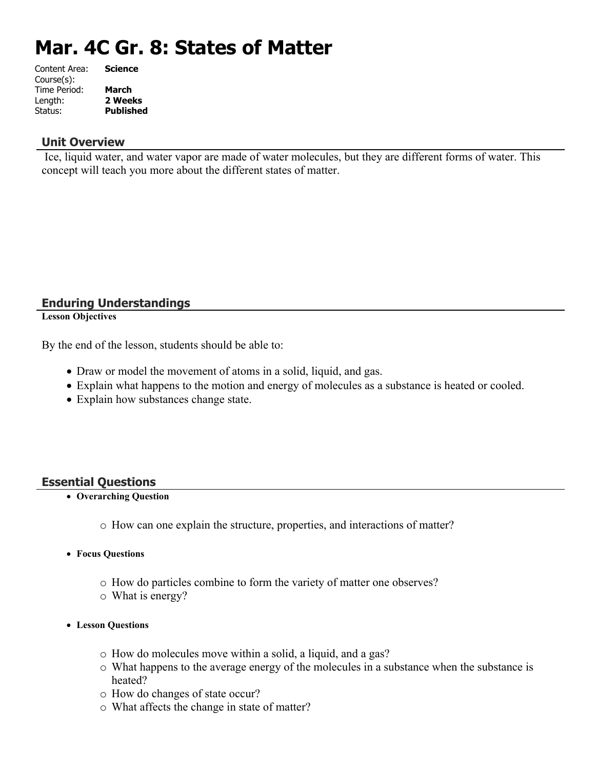# Mar. 4C Gr. 8: States of Matter

Content Area: **Science**
Course(s):
Time Period: **March**
Length: **2 Weeks**
Status: **Published**

## Unit Overview

Ice, liquid water, and water vapor are made of water molecules, but they are different forms of water. This concept will teach you more about the different states of matter.

## Enduring Understandings

**Lesson Objectives**

By the end of the lesson, students should be able to:

- Draw or model the movement of atoms in a solid, liquid, and gas.
- Explain what happens to the motion and energy of molecules as a substance is heated or cooled.
- Explain how substances change state.

## Essential Questions

- **Overarching Question**
    - How can one explain the structure, properties, and interactions of matter?
- **Focus Questions**
    - How do particles combine to form the variety of matter one observes?
    - What is energy?
- **Lesson Questions**
    - How do molecules move within a solid, a liquid, and a gas?
    - What happens to the average energy of the molecules in a substance when the substance is heated?
    - How do changes of state occur?
    - What affects the change in state of matter?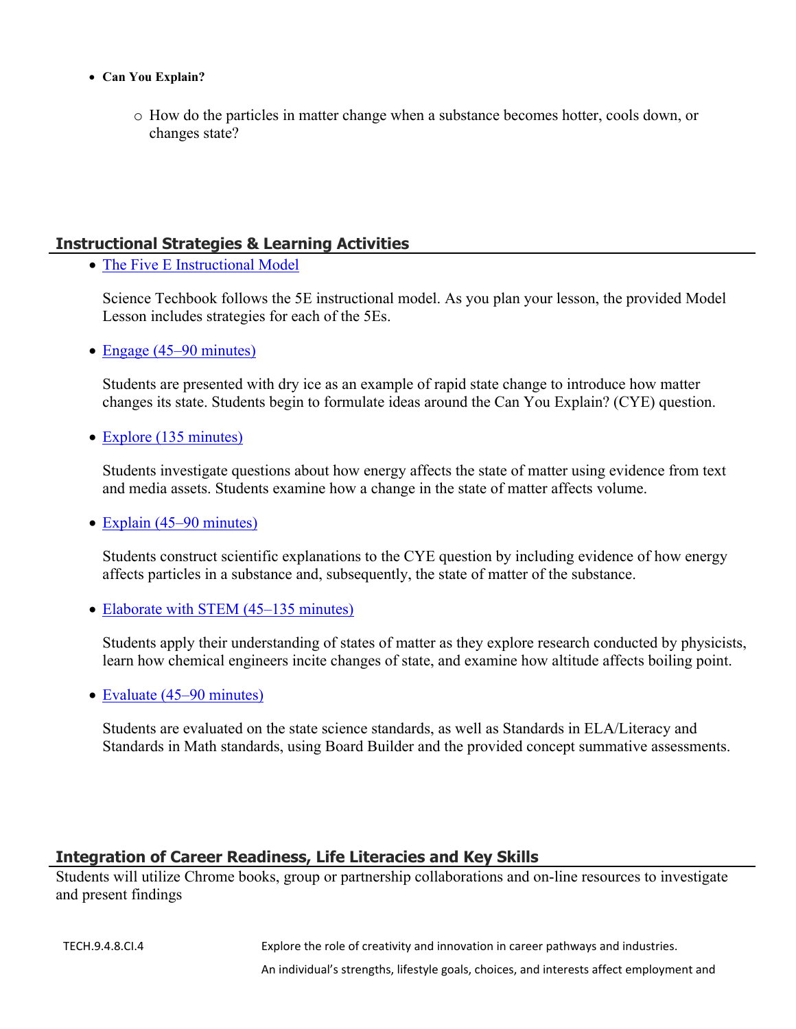- **Can You Explain?**
  - How do the particles in matter change when a substance becomes hotter, cools down, or changes state?

## Instructional Strategies & Learning Activities

- The Five E Instructional Model

  Science Techbook follows the 5E instructional model. As you plan your lesson, the provided Model Lesson includes strategies for each of the 5Es.

- Engage (45–90 minutes)

  Students are presented with dry ice as an example of rapid state change to introduce how matter changes its state. Students begin to formulate ideas around the Can You Explain? (CYE) question.

- Explore (135 minutes)

  Students investigate questions about how energy affects the state of matter using evidence from text and media assets. Students examine how a change in the state of matter affects volume.

- Explain (45–90 minutes)

  Students construct scientific explanations to the CYE question by including evidence of how energy affects particles in a substance and, subsequently, the state of matter of the substance.

- Elaborate with STEM (45–135 minutes)

  Students apply their understanding of states of matter as they explore research conducted by physicists, learn how chemical engineers incite changes of state, and examine how altitude affects boiling point.

- Evaluate (45–90 minutes)

  Students are evaluated on the state science standards, as well as Standards in ELA/Literacy and Standards in Math standards, using Board Builder and the provided concept summative assessments.

## Integration of Career Readiness, Life Literacies and Key Skills

Students will utilize Chrome books, group or partnership collaborations and on-line resources to investigate and present findings

| | |
|---|---|
| TECH.9.4.8.CI.4 | Explore the role of creativity and innovation in career pathways and industries. |
| | An individual's strengths, lifestyle goals, choices, and interests affect employment and |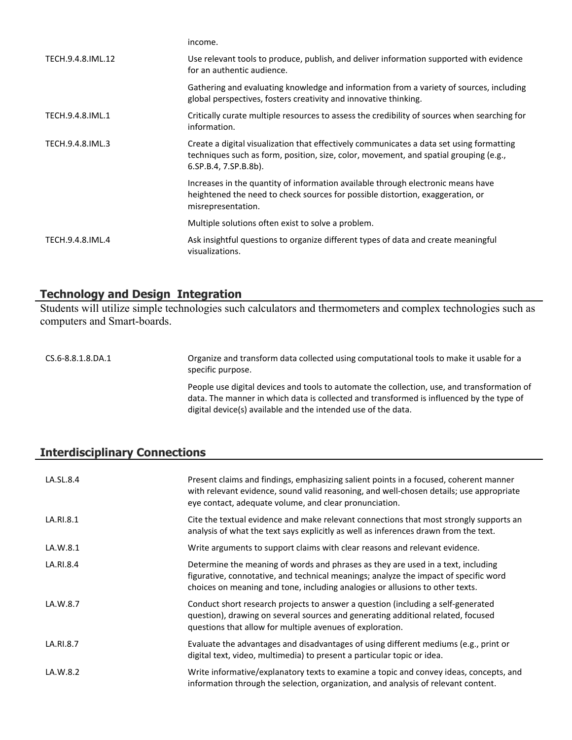| | |
|---|---|
| | income. |
| TECH.9.4.8.IML.12 | Use relevant tools to produce, publish, and deliver information supported with evidence for an authentic audience. |
| | Gathering and evaluating knowledge and information from a variety of sources, including global perspectives, fosters creativity and innovative thinking. |
| TECH.9.4.8.IML.1 | Critically curate multiple resources to assess the credibility of sources when searching for information. |
| TECH.9.4.8.IML.3 | Create a digital visualization that effectively communicates a data set using formatting techniques such as form, position, size, color, movement, and spatial grouping (e.g., 6.SP.B.4, 7.SP.B.8b). |
| | Increases in the quantity of information available through electronic means have heightened the need to check sources for possible distortion, exaggeration, or misrepresentation. |
| | Multiple solutions often exist to solve a problem. |
| TECH.9.4.8.IML.4 | Ask insightful questions to organize different types of data and create meaningful visualizations. |

## Technology and Design Integration

Students will utilize simple technologies such calculators and thermometers and complex technologies such as computers and Smart-boards.

| | |
|---|---|
| CS.6-8.8.1.8.DA.1 | Organize and transform data collected using computational tools to make it usable for a specific purpose. |
| | People use digital devices and tools to automate the collection, use, and transformation of data. The manner in which data is collected and transformed is influenced by the type of digital device(s) available and the intended use of the data. |

## Interdisciplinary Connections

| | |
|---|---|
| LA.SL.8.4 | Present claims and findings, emphasizing salient points in a focused, coherent manner with relevant evidence, sound valid reasoning, and well-chosen details; use appropriate eye contact, adequate volume, and clear pronunciation. |
| LA.RI.8.1 | Cite the textual evidence and make relevant connections that most strongly supports an analysis of what the text says explicitly as well as inferences drawn from the text. |
| LA.W.8.1 | Write arguments to support claims with clear reasons and relevant evidence. |
| LA.RI.8.4 | Determine the meaning of words and phrases as they are used in a text, including figurative, connotative, and technical meanings; analyze the impact of specific word choices on meaning and tone, including analogies or allusions to other texts. |
| LA.W.8.7 | Conduct short research projects to answer a question (including a self-generated question), drawing on several sources and generating additional related, focused questions that allow for multiple avenues of exploration. |
| LA.RI.8.7 | Evaluate the advantages and disadvantages of using different mediums (e.g., print or digital text, video, multimedia) to present a particular topic or idea. |
| LA.W.8.2 | Write informative/explanatory texts to examine a topic and convey ideas, concepts, and information through the selection, organization, and analysis of relevant content. |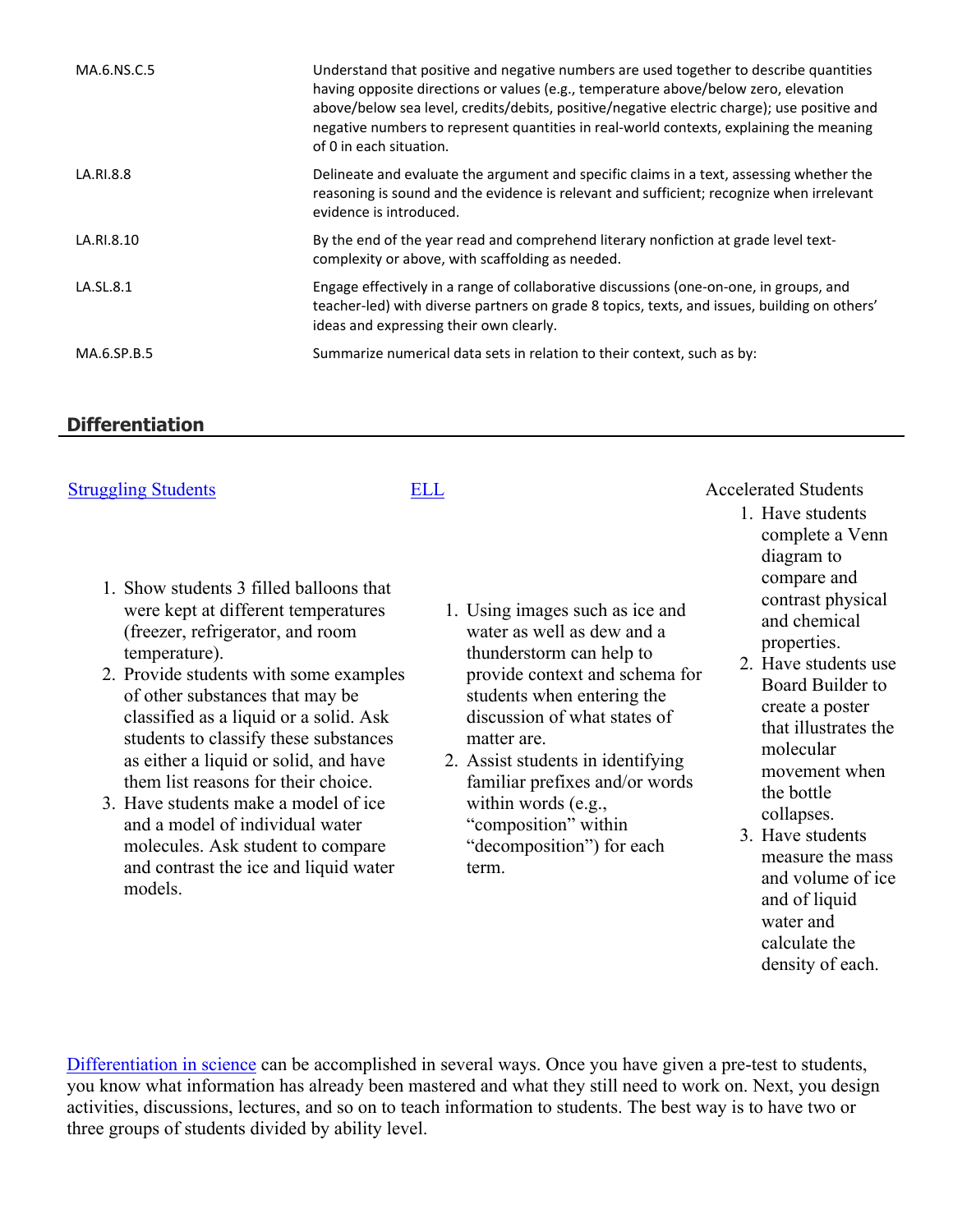| | |
|---|---|
| MA.6.NS.C.5 | Understand that positive and negative numbers are used together to describe quantities having opposite directions or values (e.g., temperature above/below zero, elevation above/below sea level, credits/debits, positive/negative electric charge); use positive and negative numbers to represent quantities in real-world contexts, explaining the meaning of 0 in each situation. |
| LA.RI.8.8 | Delineate and evaluate the argument and specific claims in a text, assessing whether the reasoning is sound and the evidence is relevant and sufficient; recognize when irrelevant evidence is introduced. |
| LA.RI.8.10 | By the end of the year read and comprehend literary nonfiction at grade level text-complexity or above, with scaffolding as needed. |
| LA.SL.8.1 | Engage effectively in a range of collaborative discussions (one-on-one, in groups, and teacher-led) with diverse partners on grade 8 topics, texts, and issues, building on others' ideas and expressing their own clearly. |
| MA.6.SP.B.5 | Summarize numerical data sets in relation to their context, such as by: |

## Differentiation

Struggling Students

1. Show students 3 filled balloons that were kept at different temperatures (freezer, refrigerator, and room temperature).
2. Provide students with some examples of other substances that may be classified as a liquid or a solid. Ask students to classify these substances as either a liquid or solid, and have them list reasons for their choice.
3. Have students make a model of ice and a model of individual water molecules. Ask student to compare and contrast the ice and liquid water models.

ELL

1. Using images such as ice and water as well as dew and a thunderstorm can help to provide context and schema for students when entering the discussion of what states of matter are.
2. Assist students in identifying familiar prefixes and/or words within words (e.g., "composition" within "decomposition") for each term.

Accelerated Students

1. Have students complete a Venn diagram to compare and contrast physical and chemical properties.
2. Have students use Board Builder to create a poster that illustrates the molecular movement when the bottle collapses.
3. Have students measure the mass and volume of ice and of liquid water and calculate the density of each.

Differentiation in science can be accomplished in several ways. Once you have given a pre-test to students, you know what information has already been mastered and what they still need to work on. Next, you design activities, discussions, lectures, and so on to teach information to students. The best way is to have two or three groups of students divided by ability level.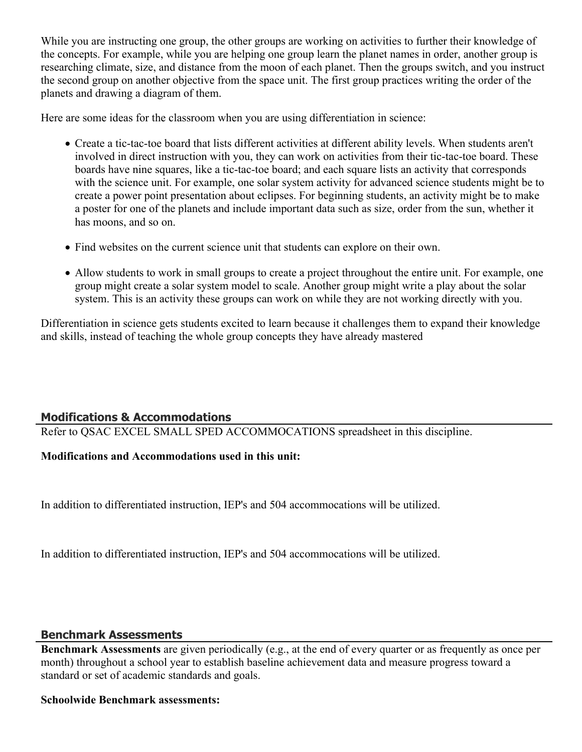While you are instructing one group, the other groups are working on activities to further their knowledge of the concepts. For example, while you are helping one group learn the planet names in order, another group is researching climate, size, and distance from the moon of each planet. Then the groups switch, and you instruct the second group on another objective from the space unit. The first group practices writing the order of the planets and drawing a diagram of them.

Here are some ideas for the classroom when you are using differentiation in science:

- Create a tic-tac-toe board that lists different activities at different ability levels. When students aren't involved in direct instruction with you, they can work on activities from their tic-tac-toe board. These boards have nine squares, like a tic-tac-toe board; and each square lists an activity that corresponds with the science unit. For example, one solar system activity for advanced science students might be to create a power point presentation about eclipses. For beginning students, an activity might be to make a poster for one of the planets and include important data such as size, order from the sun, whether it has moons, and so on.

- Find websites on the current science unit that students can explore on their own.

- Allow students to work in small groups to create a project throughout the entire unit. For example, one group might create a solar system model to scale. Another group might write a play about the solar system. This is an activity these groups can work on while they are not working directly with you.

Differentiation in science gets students excited to learn because it challenges them to expand their knowledge and skills, instead of teaching the whole group concepts they have already mastered

## Modifications & Accommodations

Refer to QSAC EXCEL SMALL SPED ACCOMMOCATIONS spreadsheet in this discipline.

**Modifications and Accommodations used in this unit:**

In addition to differentiated instruction, IEP's and 504 accommocations will be utilized.

In addition to differentiated instruction, IEP's and 504 accommocations will be utilized.

## Benchmark Assessments

**Benchmark Assessments** are given periodically (e.g., at the end of every quarter or as frequently as once per month) throughout a school year to establish baseline achievement data and measure progress toward a standard or set of academic standards and goals.

**Schoolwide Benchmark assessments:**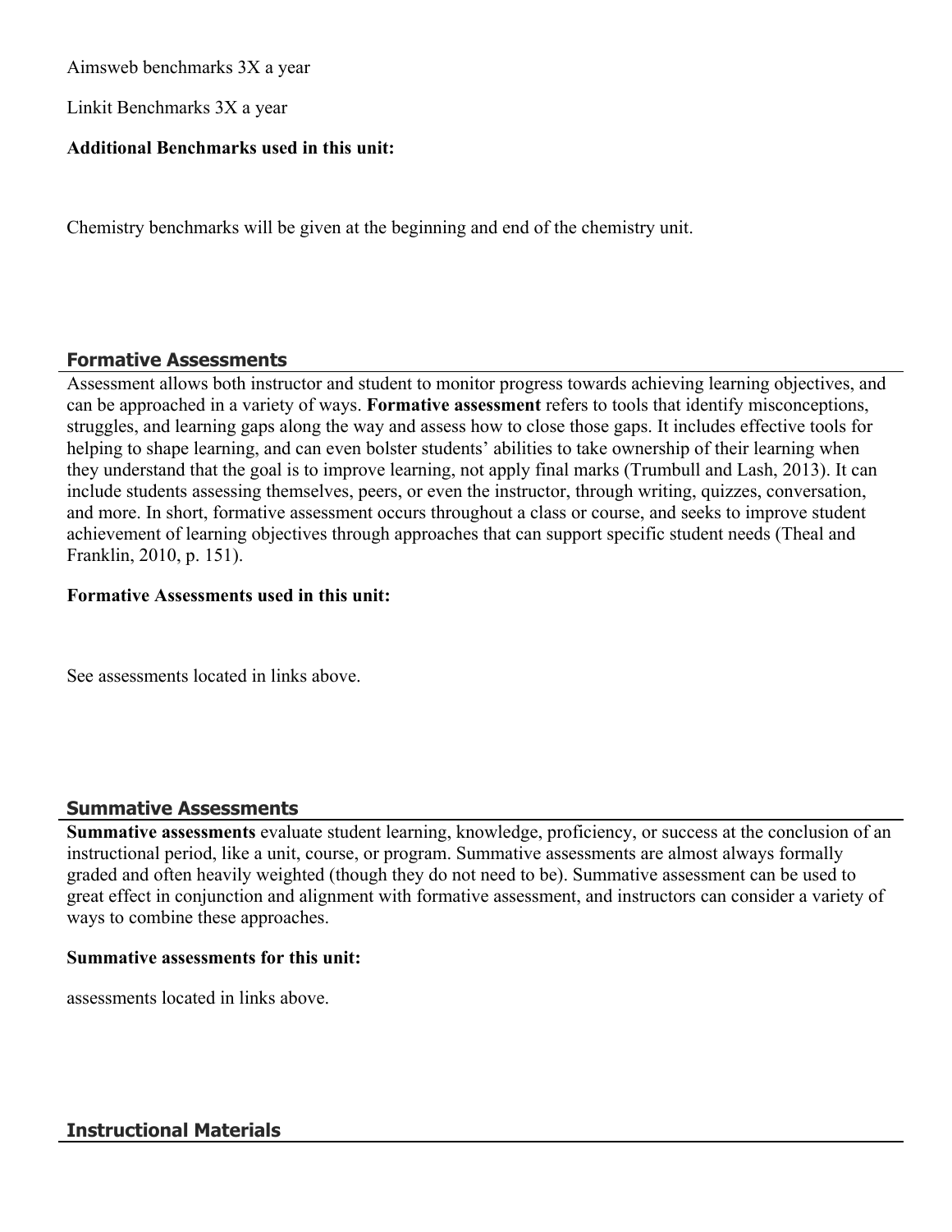Aimsweb benchmarks 3X a year

Linkit Benchmarks 3X a year

**Additional Benchmarks used in this unit:**

Chemistry benchmarks will be given at the beginning and end of the chemistry unit.

## Formative Assessments

Assessment allows both instructor and student to monitor progress towards achieving learning objectives, and can be approached in a variety of ways. **Formative assessment** refers to tools that identify misconceptions, struggles, and learning gaps along the way and assess how to close those gaps. It includes effective tools for helping to shape learning, and can even bolster students' abilities to take ownership of their learning when they understand that the goal is to improve learning, not apply final marks (Trumbull and Lash, 2013). It can include students assessing themselves, peers, or even the instructor, through writing, quizzes, conversation, and more. In short, formative assessment occurs throughout a class or course, and seeks to improve student achievement of learning objectives through approaches that can support specific student needs (Theal and Franklin, 2010, p. 151).

**Formative Assessments used in this unit:**

See assessments located in links above.

## Summative Assessments

**Summative assessments** evaluate student learning, knowledge, proficiency, or success at the conclusion of an instructional period, like a unit, course, or program. Summative assessments are almost always formally graded and often heavily weighted (though they do not need to be). Summative assessment can be used to great effect in conjunction and alignment with formative assessment, and instructors can consider a variety of ways to combine these approaches.

**Summative assessments for this unit:**

assessments located in links above.

## Instructional Materials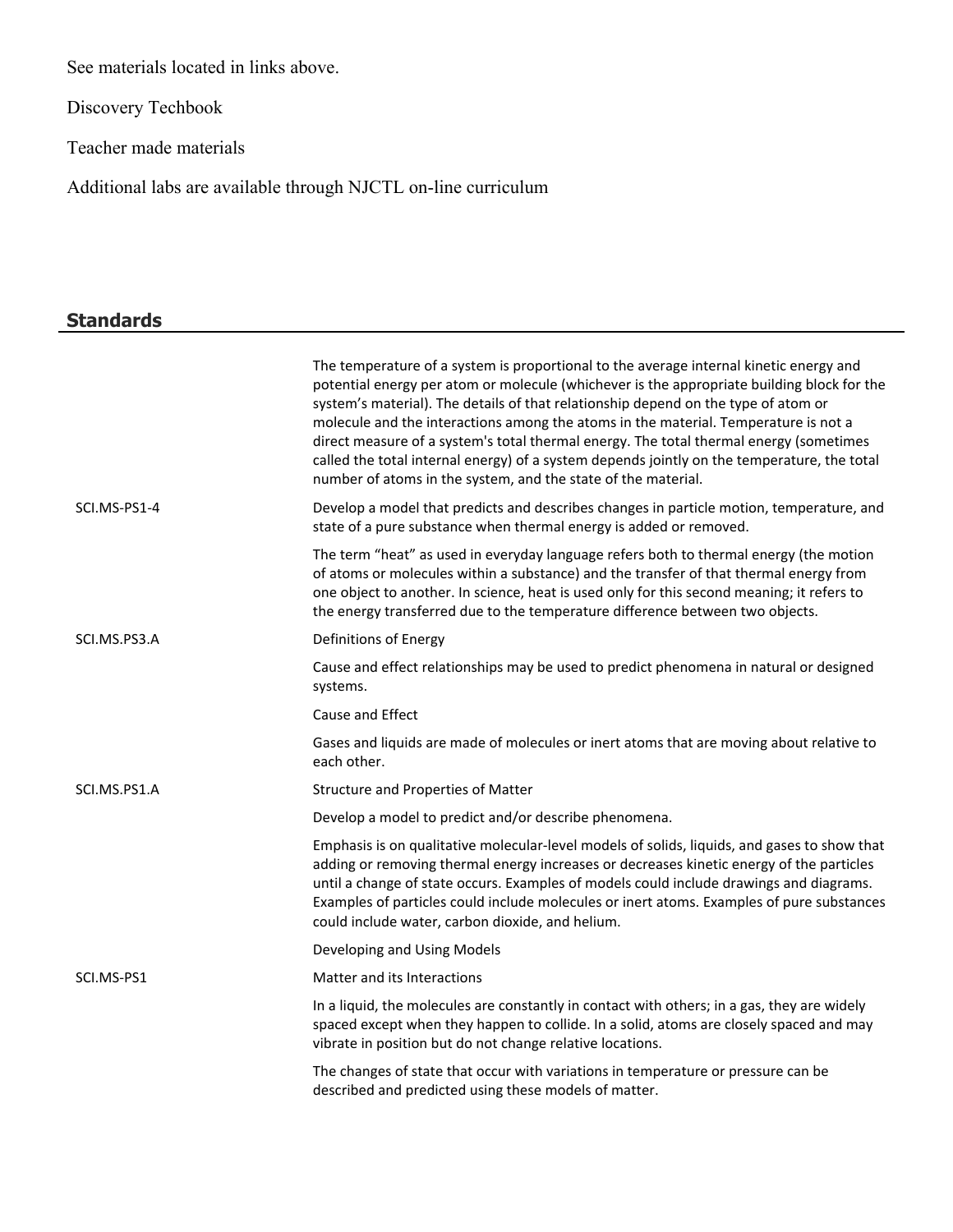See materials located in links above.

Discovery Techbook

Teacher made materials

Additional labs are available through NJCTL on-line curriculum

## Standards

| | |
|---|---|
| | The temperature of a system is proportional to the average internal kinetic energy and potential energy per atom or molecule (whichever is the appropriate building block for the system's material). The details of that relationship depend on the type of atom or molecule and the interactions among the atoms in the material. Temperature is not a direct measure of a system's total thermal energy. The total thermal energy (sometimes called the total internal energy) of a system depends jointly on the temperature, the total number of atoms in the system, and the state of the material. |
| SCI.MS-PS1-4 | Develop a model that predicts and describes changes in particle motion, temperature, and state of a pure substance when thermal energy is added or removed. |
| | The term "heat" as used in everyday language refers both to thermal energy (the motion of atoms or molecules within a substance) and the transfer of that thermal energy from one object to another. In science, heat is used only for this second meaning; it refers to the energy transferred due to the temperature difference between two objects. |
| SCI.MS.PS3.A | Definitions of Energy |
| | Cause and effect relationships may be used to predict phenomena in natural or designed systems. |
| | Cause and Effect |
| | Gases and liquids are made of molecules or inert atoms that are moving about relative to each other. |
| SCI.MS.PS1.A | Structure and Properties of Matter |
| | Develop a model to predict and/or describe phenomena. |
| | Emphasis is on qualitative molecular-level models of solids, liquids, and gases to show that adding or removing thermal energy increases or decreases kinetic energy of the particles until a change of state occurs. Examples of models could include drawings and diagrams. Examples of particles could include molecules or inert atoms. Examples of pure substances could include water, carbon dioxide, and helium. |
| | Developing and Using Models |
| SCI.MS-PS1 | Matter and its Interactions |
| | In a liquid, the molecules are constantly in contact with others; in a gas, they are widely spaced except when they happen to collide. In a solid, atoms are closely spaced and may vibrate in position but do not change relative locations. |
| | The changes of state that occur with variations in temperature or pressure can be described and predicted using these models of matter. |